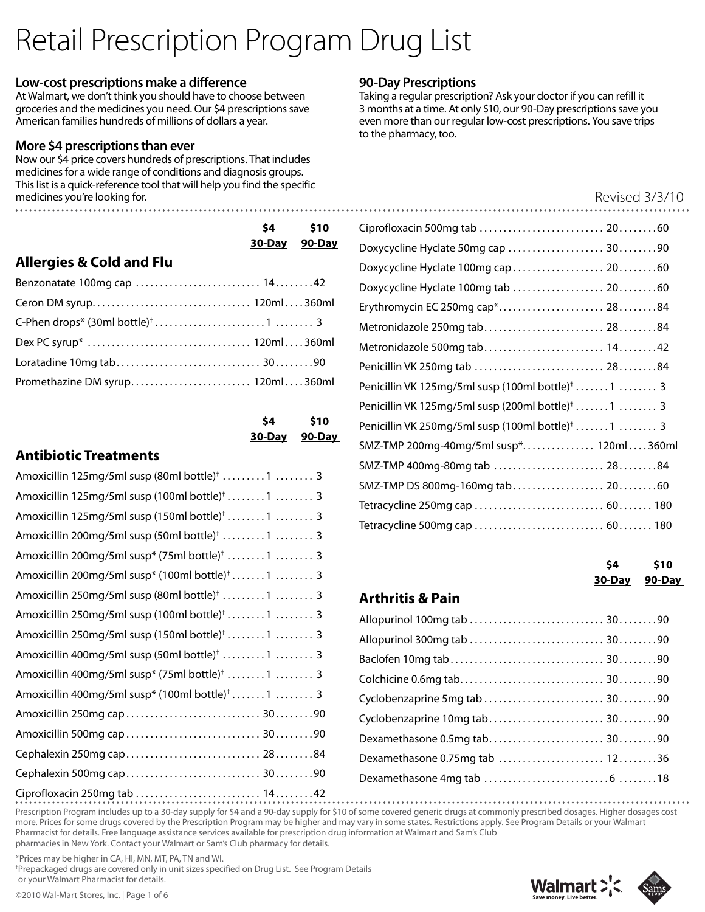# Retail Prescription Program Drug List

**Low-cost prescriptions make a difference**
At Walmart, we don't think you should have to choose between groceries and the medicines you need. Our $4 prescriptions save American families hundreds of millions of dollars a year.

**More $4 prescriptions than ever**
Now our $4 price covers hundreds of prescriptions. That includes medicines for a wide range of conditions and diagnosis groups. This list is a quick-reference tool that will help you find the specific medicines you're looking for.

**90-Day Prescriptions**
Taking a regular prescription? Ask your doctor if you can refill it 3 months at a time. At only $10, our 90-Day prescriptions save you even more than our regular low-cost prescriptions. You save trips to the pharmacy, too.

Revised 3/3/10

## Allergies & Cold and Flu

| | $4 30-Day | $10 90-Day |
|---|---|---|
| Benzonatate 100mg cap | 14 | 42 |
| Ceron DM syrup | 120ml | 360ml |
| C-Phen drops* (30ml bottle)† | 1 | 3 |
| Dex PC syrup* | 120ml | 360ml |
| Loratadine 10mg tab | 30 | 90 |
| Promethazine DM syrup | 120ml | 360ml |

## Antibiotic Treatments

| | $4 30-Day | $10 90-Day |
|---|---|---|
| Amoxicillin 125mg/5ml susp (80ml bottle)† | 1 | 3 |
| Amoxicillin 125mg/5ml susp (100ml bottle)† | 1 | 3 |
| Amoxicillin 125mg/5ml susp (150ml bottle)† | 1 | 3 |
| Amoxicillin 200mg/5ml susp (50ml bottle)† | 1 | 3 |
| Amoxicillin 200mg/5ml susp* (75ml bottle)† | 1 | 3 |
| Amoxicillin 200mg/5ml susp* (100ml bottle)† | 1 | 3 |
| Amoxicillin 250mg/5ml susp (80ml bottle)† | 1 | 3 |
| Amoxicillin 250mg/5ml susp (100ml bottle)† | 1 | 3 |
| Amoxicillin 250mg/5ml susp (150ml bottle)† | 1 | 3 |
| Amoxicillin 400mg/5ml susp (50ml bottle)† | 1 | 3 |
| Amoxicillin 400mg/5ml susp* (75ml bottle)† | 1 | 3 |
| Amoxicillin 400mg/5ml susp* (100ml bottle)† | 1 | 3 |
| Amoxicillin 250mg cap | 30 | 90 |
| Amoxicillin 500mg cap | 30 | 90 |
| Cephalexin 250mg cap | 28 | 84 |
| Cephalexin 500mg cap | 30 | 90 |
| Ciprofloxacin 250mg tab | 14 | 42 |
| Ciprofloxacin 500mg tab | 20 | 60 |
| Doxycycline Hyclate 50mg cap | 30 | 90 |
| Doxycycline Hyclate 100mg cap | 20 | 60 |
| Doxycycline Hyclate 100mg tab | 20 | 60 |
| Erythromycin EC 250mg cap* | 28 | 84 |
| Metronidazole 250mg tab | 28 | 84 |
| Metronidazole 500mg tab | 14 | 42 |
| Penicillin VK 250mg tab | 28 | 84 |
| Penicillin VK 125mg/5ml susp (100ml bottle)† | 1 | 3 |
| Penicillin VK 125mg/5ml susp (200ml bottle)† | 1 | 3 |
| Penicillin VK 250mg/5ml susp (100ml bottle)† | 1 | 3 |
| SMZ-TMP 200mg-40mg/5ml susp* | 120ml | 360ml |
| SMZ-TMP 400mg-80mg tab | 28 | 84 |
| SMZ-TMP DS 800mg-160mg tab | 20 | 60 |
| Tetracycline 250mg cap | 60 | 180 |
| Tetracycline 500mg cap | 60 | 180 |

## Arthritis & Pain

| | $4 30-Day | $10 90-Day |
|---|---|---|
| Allopurinol 100mg tab | 30 | 90 |
| Allopurinol 300mg tab | 30 | 90 |
| Baclofen 10mg tab | 30 | 90 |
| Colchicine 0.6mg tab | 30 | 90 |
| Cyclobenzaprine 5mg tab | 30 | 90 |
| Cyclobenzaprine 10mg tab | 30 | 90 |
| Dexamethasone 0.5mg tab | 30 | 90 |
| Dexamethasone 0.75mg tab | 12 | 36 |
| Dexamethasone 4mg tab | 6 | 18 |

Prescription Program includes up to a 30-day supply for $4 and a 90-day supply for $10 of some covered generic drugs at commonly prescribed dosages. Higher dosages cost more. Prices for some drugs covered by the Prescription Program may be higher and may vary in some states. Restrictions apply. See Program Details or your Walmart Pharmacist for details. Free language assistance services available for prescription drug information at Walmart and Sam's Club pharmacies in New York. Contact your Walmart or Sam's Club pharmacy for details.

*Prices may be higher in CA, HI, MN, MT, PA, TN and WI.
†Prepackaged drugs are covered only in unit sizes specified on Drug List. See Program Details or your Walmart Pharmacist for details.

©2010 Wal-Mart Stores, Inc.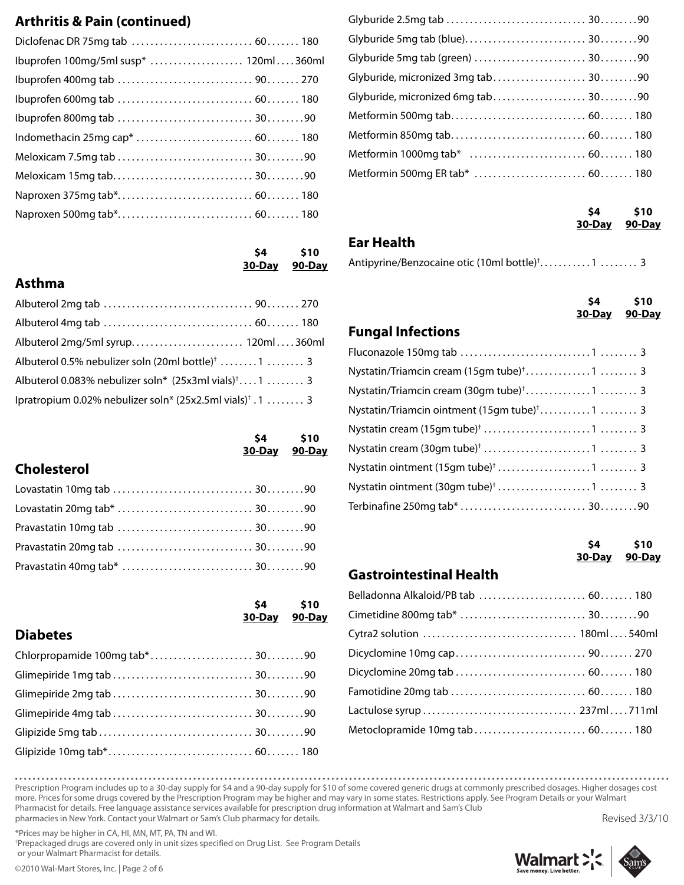## Arthritis & Pain (continued)

| Drug | \$4 30-Day | \$10 90-Day |
|---|---|---|
| Diclofenac DR 75mg tab | 60 | 180 |
| Ibuprofen 100mg/5ml susp* | 120ml | 360ml |
| Ibuprofen 400mg tab | 90 | 270 |
| Ibuprofen 600mg tab | 60 | 180 |
| Ibuprofen 800mg tab | 30 | 90 |
| Indomethacin 25mg cap* | 60 | 180 |
| Meloxicam 7.5mg tab | 30 | 90 |
| Meloxicam 15mg tab | 30 | 90 |
| Naproxen 375mg tab* | 60 | 180 |
| Naproxen 500mg tab* | 60 | 180 |

## Asthma

| Drug | \$4 30-Day | \$10 90-Day |
|---|---|---|
| Albuterol 2mg tab | 90 | 270 |
| Albuterol 4mg tab | 60 | 180 |
| Albuterol 2mg/5ml syrup | 120ml | 360ml |
| Albuterol 0.5% nebulizer soln (20ml bottle)† | 1 | 3 |
| Albuterol 0.083% nebulizer soln* (25x3ml vials)† | 1 | 3 |
| Ipratropium 0.02% nebulizer soln* (25x2.5ml vials)† | 1 | 3 |

## Cholesterol

| Drug | \$4 30-Day | \$10 90-Day |
|---|---|---|
| Lovastatin 10mg tab | 30 | 90 |
| Lovastatin 20mg tab* | 30 | 90 |
| Pravastatin 10mg tab | 30 | 90 |
| Pravastatin 20mg tab | 30 | 90 |
| Pravastatin 40mg tab* | 30 | 90 |

## Diabetes

| Drug | \$4 30-Day | \$10 90-Day |
|---|---|---|
| Chlorpropamide 100mg tab* | 30 | 90 |
| Glimepiride 1mg tab | 30 | 90 |
| Glimepiride 2mg tab | 30 | 90 |
| Glimepiride 4mg tab | 30 | 90 |
| Glipizide 5mg tab | 30 | 90 |
| Glipizide 10mg tab* | 60 | 180 |
| Glyburide 2.5mg tab | 30 | 90 |
| Glyburide 5mg tab (blue) | 30 | 90 |
| Glyburide 5mg tab (green) | 30 | 90 |
| Glyburide, micronized 3mg tab | 30 | 90 |
| Glyburide, micronized 6mg tab | 30 | 90 |
| Metformin 500mg tab | 60 | 180 |
| Metformin 850mg tab | 60 | 180 |
| Metformin 1000mg tab* | 60 | 180 |
| Metformin 500mg ER tab* | 60 | 180 |

## Ear Health

| Drug | \$4 30-Day | \$10 90-Day |
|---|---|---|
| Antipyrine/Benzocaine otic (10ml bottle)† | 1 | 3 |

## Fungal Infections

| Drug | \$4 30-Day | \$10 90-Day |
|---|---|---|
| Fluconazole 150mg tab | 1 | 3 |
| Nystatin/Triamcin cream (15gm tube)† | 1 | 3 |
| Nystatin/Triamcin cream (30gm tube)† | 1 | 3 |
| Nystatin/Triamcin ointment (15gm tube)† | 1 | 3 |
| Nystatin cream (15gm tube)† | 1 | 3 |
| Nystatin cream (30gm tube)† | 1 | 3 |
| Nystatin ointment (15gm tube)† | 1 | 3 |
| Nystatin ointment (30gm tube)† | 1 | 3 |
| Terbinafine 250mg tab* | 30 | 90 |

## Gastrointestinal Health

| Drug | \$4 30-Day | \$10 90-Day |
|---|---|---|
| Belladonna Alkaloid/PB tab | 60 | 180 |
| Cimetidine 800mg tab* | 30 | 90 |
| Cytra2 solution | 180ml | 540ml |
| Dicyclomine 10mg cap | 90 | 270 |
| Dicyclomine 20mg tab | 60 | 180 |
| Famotidine 20mg tab | 60 | 180 |
| Lactulose syrup | 237ml | 711ml |
| Metoclopramide 10mg tab | 60 | 180 |

Prescription Program includes up to a 30-day supply for \$4 and a 90-day supply for \$10 of some covered generic drugs at commonly prescribed dosages. Higher dosages cost more. Prices for some drugs covered by the Prescription Program may be higher and may vary in some states. Restrictions apply. See Program Details or your Walmart Pharmacist for details. Free language assistance services available for prescription drug information at Walmart and Sam's Club pharmacies in New York. Contact your Walmart or Sam's Club pharmacy for details.

Revised 3/3/10

*Prices may be higher in CA, HI, MN, MT, PA, TN and WI.

†Prepackaged drugs are covered only in unit sizes specified on Drug List. See Program Details or your Walmart Pharmacist for details.

©2010 Wal-Mart Stores, Inc.

Walmart Save money. Live better. | Sam's Club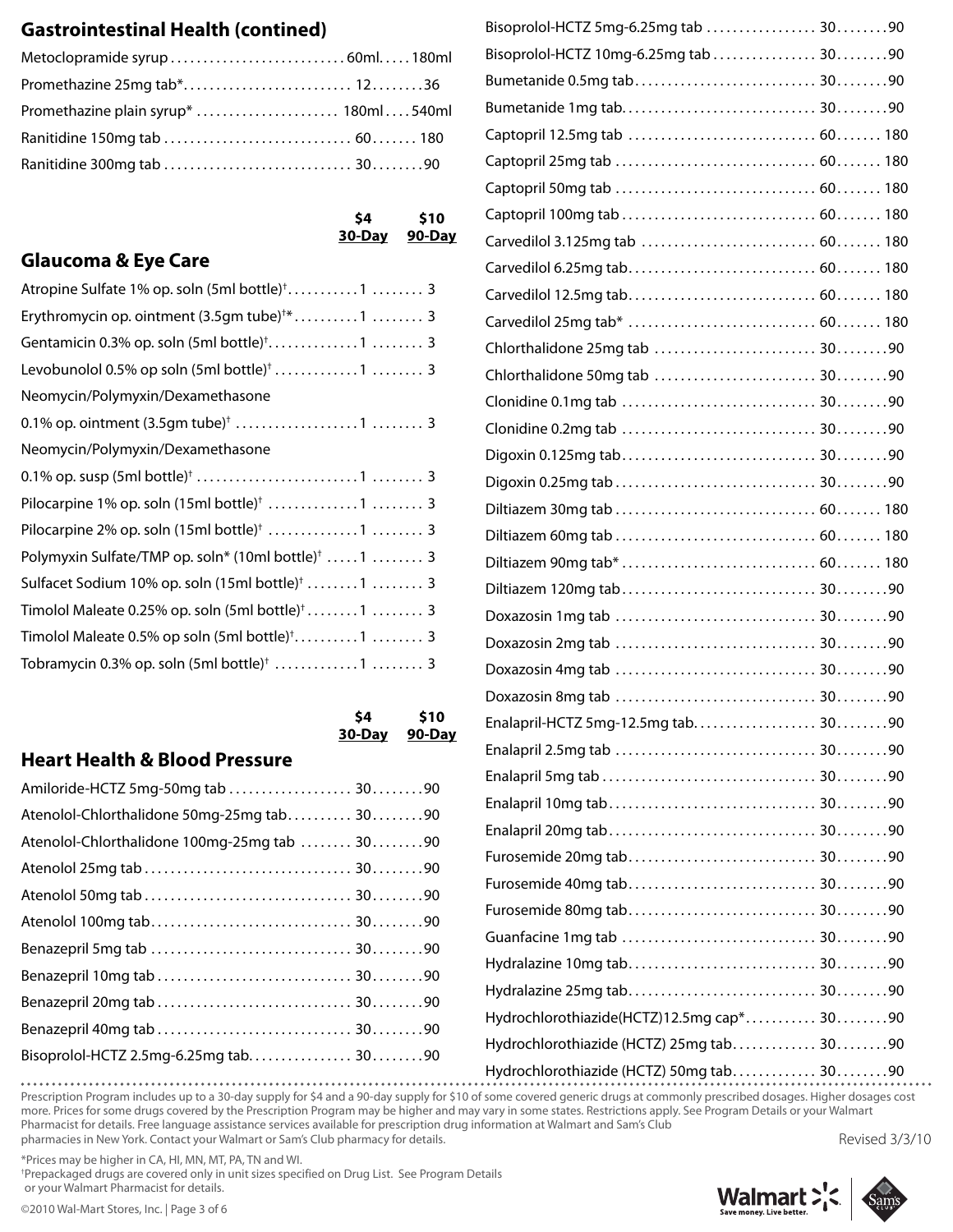## Gastrointestinal Health (contined)

| Drug | $4 30-Day | $10 90-Day |
|---|---|---|
| Metoclopramide syrup | 60ml | 180ml |
| Promethazine 25mg tab* | 12 | 36 |
| Promethazine plain syrup* | 180ml | 540ml |
| Ranitidine 150mg tab | 60 | 180 |
| Ranitidine 300mg tab | 30 | 90 |

## Glaucoma & Eye Care

| Drug | $4 30-Day | $10 90-Day |
|---|---|---|
| Atropine Sulfate 1% op. soln (5ml bottle)† | 1 | 3 |
| Erythromycin op. ointment (3.5gm tube)†* | 1 | 3 |
| Gentamicin 0.3% op. soln (5ml bottle)† | 1 | 3 |
| Levobunolol 0.5% op soln (5ml bottle)† | 1 | 3 |
| Neomycin/Polymyxin/Dexamethasone 0.1% op. ointment (3.5gm tube)† | 1 | 3 |
| Neomycin/Polymyxin/Dexamethasone 0.1% op. susp (5ml bottle)† | 1 | 3 |
| Pilocarpine 1% op. soln (15ml bottle)† | 1 | 3 |
| Pilocarpine 2% op. soln (15ml bottle)† | 1 | 3 |
| Polymyxin Sulfate/TMP op. soln* (10ml bottle)† | 1 | 3 |
| Sulfacet Sodium 10% op. soln (15ml bottle)† | 1 | 3 |
| Timolol Maleate 0.25% op. soln (5ml bottle)† | 1 | 3 |
| Timolol Maleate 0.5% op soln (5ml bottle)† | 1 | 3 |
| Tobramycin 0.3% op. soln (5ml bottle)† | 1 | 3 |

## Heart Health & Blood Pressure

| Drug | $4 30-Day | $10 90-Day |
|---|---|---|
| Amiloride-HCTZ 5mg-50mg tab | 30 | 90 |
| Atenolol-Chlorthalidone 50mg-25mg tab | 30 | 90 |
| Atenolol-Chlorthalidone 100mg-25mg tab | 30 | 90 |
| Atenolol 25mg tab | 30 | 90 |
| Atenolol 50mg tab | 30 | 90 |
| Atenolol 100mg tab | 30 | 90 |
| Benazepril 5mg tab | 30 | 90 |
| Benazepril 10mg tab | 30 | 90 |
| Benazepril 20mg tab | 30 | 90 |
| Benazepril 40mg tab | 30 | 90 |
| Bisoprolol-HCTZ 2.5mg-6.25mg tab | 30 | 90 |
| Bisoprolol-HCTZ 5mg-6.25mg tab | 30 | 90 |
| Bisoprolol-HCTZ 10mg-6.25mg tab | 30 | 90 |
| Bumetanide 0.5mg tab | 30 | 90 |
| Bumetanide 1mg tab | 30 | 90 |
| Captopril 12.5mg tab | 60 | 180 |
| Captopril 25mg tab | 60 | 180 |
| Captopril 50mg tab | 60 | 180 |
| Captopril 100mg tab | 60 | 180 |
| Carvedilol 3.125mg tab | 60 | 180 |
| Carvedilol 6.25mg tab | 60 | 180 |
| Carvedilol 12.5mg tab | 60 | 180 |
| Carvedilol 25mg tab* | 60 | 180 |
| Chlorthalidone 25mg tab | 30 | 90 |
| Chlorthalidone 50mg tab | 30 | 90 |
| Clonidine 0.1mg tab | 30 | 90 |
| Clonidine 0.2mg tab | 30 | 90 |
| Digoxin 0.125mg tab | 30 | 90 |
| Digoxin 0.25mg tab | 30 | 90 |
| Diltiazem 30mg tab | 60 | 180 |
| Diltiazem 60mg tab | 60 | 180 |
| Diltiazem 90mg tab* | 60 | 180 |
| Diltiazem 120mg tab | 30 | 90 |
| Doxazosin 1mg tab | 30 | 90 |
| Doxazosin 2mg tab | 30 | 90 |
| Doxazosin 4mg tab | 30 | 90 |
| Doxazosin 8mg tab | 30 | 90 |
| Enalapril-HCTZ 5mg-12.5mg tab | 30 | 90 |
| Enalapril 2.5mg tab | 30 | 90 |
| Enalapril 5mg tab | 30 | 90 |
| Enalapril 10mg tab | 30 | 90 |
| Enalapril 20mg tab | 30 | 90 |
| Furosemide 20mg tab | 30 | 90 |
| Furosemide 40mg tab | 30 | 90 |
| Furosemide 80mg tab | 30 | 90 |
| Guanfacine 1mg tab | 30 | 90 |
| Hydralazine 10mg tab | 30 | 90 |
| Hydralazine 25mg tab | 30 | 90 |
| Hydrochlorothiazide(HCTZ)12.5mg cap* | 30 | 90 |
| Hydrochlorothiazide (HCTZ) 25mg tab | 30 | 90 |
| Hydrochlorothiazide (HCTZ) 50mg tab | 30 | 90 |

Prescription Program includes up to a 30-day supply for $4 and a 90-day supply for $10 of some covered generic drugs at commonly prescribed dosages. Higher dosages cost more. Prices for some drugs covered by the Prescription Program may be higher and may vary in some states. Restrictions apply. See Program Details or your Walmart Pharmacist for details. Free language assistance services available for prescription drug information at Walmart and Sam's Club pharmacies in New York. Contact your Walmart or Sam's Club pharmacy for details.

Revised 3/3/10

*Prices may be higher in CA, HI, MN, MT, PA, TN and WI.
†Prepackaged drugs are covered only in unit sizes specified on Drug List. See Program Details or your Walmart Pharmacist for details.

©2010 Wal-Mart Stores, Inc.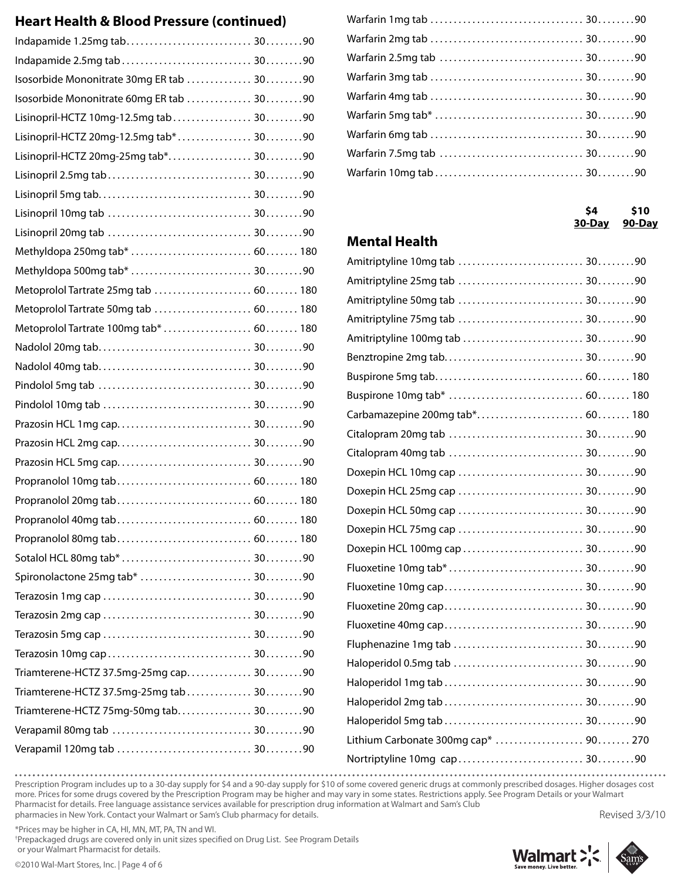## Heart Health & Blood Pressure (continued)

| Drug | $4 30-Day | $10 90-Day |
|---|---|---|
| Indapamide 1.25mg tab | 30 | 90 |
| Indapamide 2.5mg tab | 30 | 90 |
| Isosorbide Mononitrate 30mg ER tab | 30 | 90 |
| Isosorbide Mononitrate 60mg ER tab | 30 | 90 |
| Lisinopril-HCTZ 10mg-12.5mg tab | 30 | 90 |
| Lisinopril-HCTZ 20mg-12.5mg tab* | 30 | 90 |
| Lisinopril-HCTZ 20mg-25mg tab* | 30 | 90 |
| Lisinopril 2.5mg tab | 30 | 90 |
| Lisinopril 5mg tab | 30 | 90 |
| Lisinopril 10mg tab | 30 | 90 |
| Lisinopril 20mg tab | 30 | 90 |
| Methyldopa 250mg tab* | 60 | 180 |
| Methyldopa 500mg tab* | 30 | 90 |
| Metoprolol Tartrate 25mg tab | 60 | 180 |
| Metoprolol Tartrate 50mg tab | 60 | 180 |
| Metoprolol Tartrate 100mg tab* | 60 | 180 |
| Nadolol 20mg tab | 30 | 90 |
| Nadolol 40mg tab | 30 | 90 |
| Pindolol 5mg tab | 30 | 90 |
| Pindolol 10mg tab | 30 | 90 |
| Prazosin HCL 1mg cap | 30 | 90 |
| Prazosin HCL 2mg cap | 30 | 90 |
| Prazosin HCL 5mg cap | 30 | 90 |
| Propranolol 10mg tab | 60 | 180 |
| Propranolol 20mg tab | 60 | 180 |
| Propranolol 40mg tab | 60 | 180 |
| Propranolol 80mg tab | 60 | 180 |
| Sotalol HCL 80mg tab* | 30 | 90 |
| Spironolactone 25mg tab* | 30 | 90 |
| Terazosin 1mg cap | 30 | 90 |
| Terazosin 2mg cap | 30 | 90 |
| Terazosin 5mg cap | 30 | 90 |
| Terazosin 10mg cap | 30 | 90 |
| Triamterene-HCTZ 37.5mg-25mg cap | 30 | 90 |
| Triamterene-HCTZ 37.5mg-25mg tab | 30 | 90 |
| Triamterene-HCTZ 75mg-50mg tab | 30 | 90 |
| Verapamil 80mg tab | 30 | 90 |
| Verapamil 120mg tab | 30 | 90 |
| Warfarin 1mg tab | 30 | 90 |
| Warfarin 2mg tab | 30 | 90 |
| Warfarin 2.5mg tab | 30 | 90 |
| Warfarin 3mg tab | 30 | 90 |
| Warfarin 4mg tab | 30 | 90 |
| Warfarin 5mg tab* | 30 | 90 |
| Warfarin 6mg tab | 30 | 90 |
| Warfarin 7.5mg tab | 30 | 90 |
| Warfarin 10mg tab | 30 | 90 |

## Mental Health

| Drug | $4 30-Day | $10 90-Day |
|---|---|---|
| Amitriptyline 10mg tab | 30 | 90 |
| Amitriptyline 25mg tab | 30 | 90 |
| Amitriptyline 50mg tab | 30 | 90 |
| Amitriptyline 75mg tab | 30 | 90 |
| Amitriptyline 100mg tab | 30 | 90 |
| Benztropine 2mg tab | 30 | 90 |
| Buspirone 5mg tab | 60 | 180 |
| Buspirone 10mg tab* | 60 | 180 |
| Carbamazepine 200mg tab* | 60 | 180 |
| Citalopram 20mg tab | 30 | 90 |
| Citalopram 40mg tab | 30 | 90 |
| Doxepin HCL 10mg cap | 30 | 90 |
| Doxepin HCL 25mg cap | 30 | 90 |
| Doxepin HCL 50mg cap | 30 | 90 |
| Doxepin HCL 75mg cap | 30 | 90 |
| Doxepin HCL 100mg cap | 30 | 90 |
| Fluoxetine 10mg tab* | 30 | 90 |
| Fluoxetine 10mg cap | 30 | 90 |
| Fluoxetine 20mg cap | 30 | 90 |
| Fluoxetine 40mg cap | 30 | 90 |
| Fluphenazine 1mg tab | 30 | 90 |
| Haloperidol 0.5mg tab | 30 | 90 |
| Haloperidol 1mg tab | 30 | 90 |
| Haloperidol 2mg tab | 30 | 90 |
| Haloperidol 5mg tab | 30 | 90 |
| Lithium Carbonate 300mg cap* | 90 | 270 |
| Nortriptyline 10mg cap | 30 | 90 |

Prescription Program includes up to a 30-day supply for $4 and a 90-day supply for $10 of some covered generic drugs at commonly prescribed dosages. Higher dosages cost more. Prices for some drugs covered by the Prescription Program may be higher and may vary in some states. Restrictions apply. See Program Details or your Walmart Pharmacist for details. Free language assistance services available for prescription drug information at Walmart and Sam's Club pharmacies in New York. Contact your Walmart or Sam's Club pharmacy for details.

Revised 3/3/10

*Prices may be higher in CA, HI, MN, MT, PA, TN and WI.

†Prepackaged drugs are covered only in unit sizes specified on Drug List. See Program Details or your Walmart Pharmacist for details.

©2010 Wal-Mart Stores, Inc.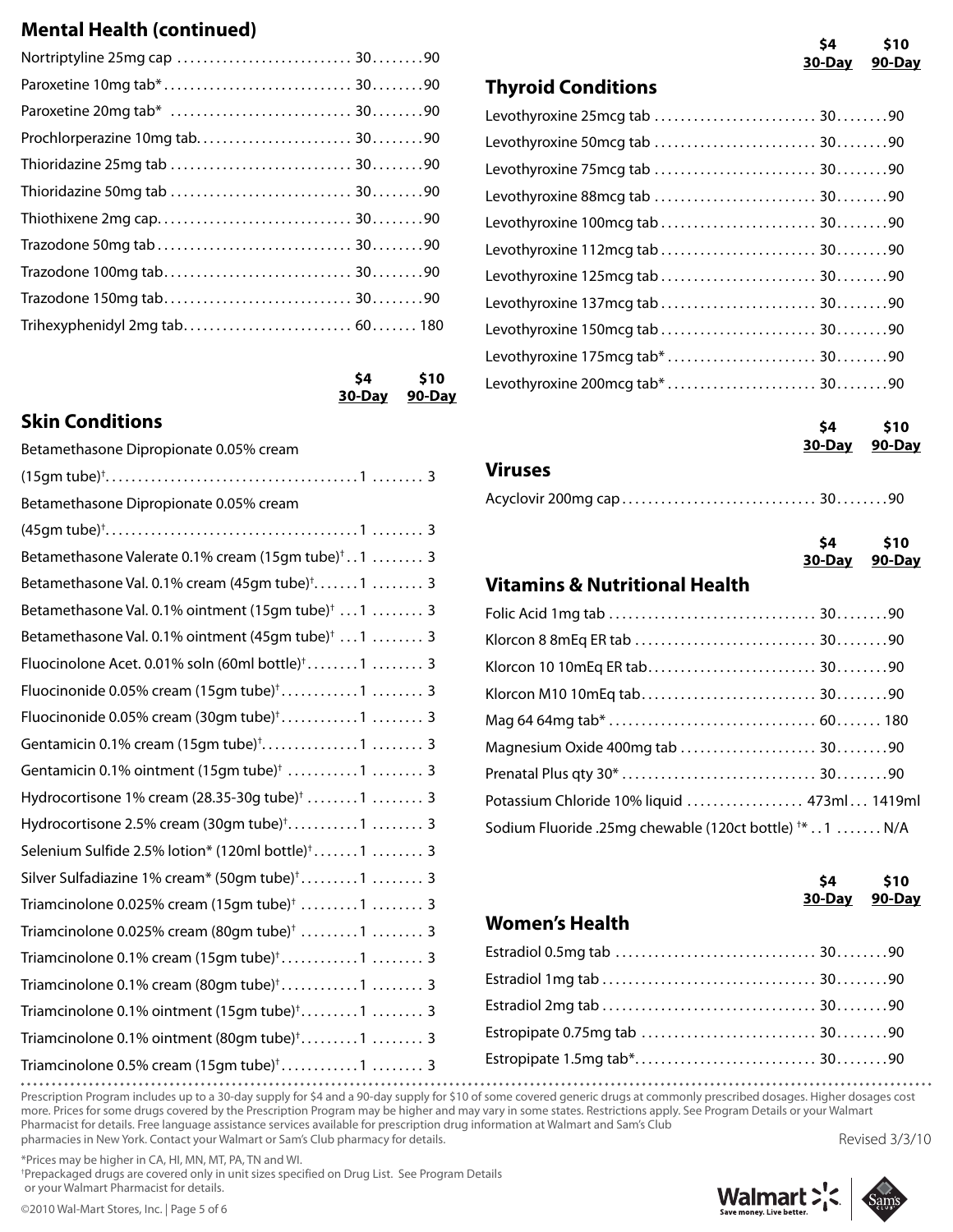## Mental Health (continued)

| Drug | $4 30-Day | $10 90-Day |
|---|---|---|
| Nortriptyline 25mg cap | 30 | 90 |
| Paroxetine 10mg tab* | 30 | 90 |
| Paroxetine 20mg tab* | 30 | 90 |
| Prochlorperazine 10mg tab | 30 | 90 |
| Thioridazine 25mg tab | 30 | 90 |
| Thioridazine 50mg tab | 30 | 90 |
| Thiothixene 2mg cap | 30 | 90 |
| Trazodone 50mg tab | 30 | 90 |
| Trazodone 100mg tab | 30 | 90 |
| Trazodone 150mg tab | 30 | 90 |
| Trihexyphenidyl 2mg tab | 60 | 180 |

## Skin Conditions

| Drug | $4 30-Day | $10 90-Day |
|---|---|---|
| Betamethasone Dipropionate 0.05% cream (15gm tube)† | 1 | 3 |
| Betamethasone Dipropionate 0.05% cream (45gm tube)† | 1 | 3 |
| Betamethasone Valerate 0.1% cream (15gm tube)† | 1 | 3 |
| Betamethasone Val. 0.1% cream (45gm tube)† | 1 | 3 |
| Betamethasone Val. 0.1% ointment (15gm tube)† | 1 | 3 |
| Betamethasone Val. 0.1% ointment (45gm tube)† | 1 | 3 |
| Fluocinolone Acet. 0.01% soln (60ml bottle)† | 1 | 3 |
| Fluocinonide 0.05% cream (15gm tube)† | 1 | 3 |
| Fluocinonide 0.05% cream (30gm tube)† | 1 | 3 |
| Gentamicin 0.1% cream (15gm tube)† | 1 | 3 |
| Gentamicin 0.1% ointment (15gm tube)† | 1 | 3 |
| Hydrocortisone 1% cream (28.35-30g tube)† | 1 | 3 |
| Hydrocortisone 2.5% cream (30gm tube)† | 1 | 3 |
| Selenium Sulfide 2.5% lotion* (120ml bottle)† | 1 | 3 |
| Silver Sulfadiazine 1% cream* (50gm tube)† | 1 | 3 |
| Triamcinolone 0.025% cream (15gm tube)† | 1 | 3 |
| Triamcinolone 0.025% cream (80gm tube)† | 1 | 3 |
| Triamcinolone 0.1% cream (15gm tube)† | 1 | 3 |
| Triamcinolone 0.1% cream (80gm tube)† | 1 | 3 |
| Triamcinolone 0.1% ointment (15gm tube)† | 1 | 3 |
| Triamcinolone 0.1% ointment (80gm tube)† | 1 | 3 |
| Triamcinolone 0.5% cream (15gm tube)† | 1 | 3 |

## Thyroid Conditions

| Drug | $4 30-Day | $10 90-Day |
|---|---|---|
| Levothyroxine 25mcg tab | 30 | 90 |
| Levothyroxine 50mcg tab | 30 | 90 |
| Levothyroxine 75mcg tab | 30 | 90 |
| Levothyroxine 88mcg tab | 30 | 90 |
| Levothyroxine 100mcg tab | 30 | 90 |
| Levothyroxine 112mcg tab | 30 | 90 |
| Levothyroxine 125mcg tab | 30 | 90 |
| Levothyroxine 137mcg tab | 30 | 90 |
| Levothyroxine 150mcg tab | 30 | 90 |
| Levothyroxine 175mcg tab* | 30 | 90 |
| Levothyroxine 200mcg tab* | 30 | 90 |

## Viruses

| Drug | $4 30-Day | $10 90-Day |
|---|---|---|
| Acyclovir 200mg cap | 30 | 90 |

## Vitamins & Nutritional Health

| Drug | $4 30-Day | $10 90-Day |
|---|---|---|
| Folic Acid 1mg tab | 30 | 90 |
| Klorcon 8 8mEq ER tab | 30 | 90 |
| Klorcon 10 10mEq ER tab | 30 | 90 |
| Klorcon M10 10mEq tab | 30 | 90 |
| Mag 64 64mg tab* | 60 | 180 |
| Magnesium Oxide 400mg tab | 30 | 90 |
| Prenatal Plus qty 30* | 30 | 90 |
| Potassium Chloride 10% liquid | 473ml | 1419ml |
| Sodium Fluoride .25mg chewable (120ct bottle) †* | 1 | N/A |

## Women's Health

| Drug | $4 30-Day | $10 90-Day |
|---|---|---|
| Estradiol 0.5mg tab | 30 | 90 |
| Estradiol 1mg tab | 30 | 90 |
| Estradiol 2mg tab | 30 | 90 |
| Estropipate 0.75mg tab | 30 | 90 |
| Estropipate 1.5mg tab* | 30 | 90 |

Prescription Program includes up to a 30-day supply for $4 and a 90-day supply for $10 of some covered generic drugs at commonly prescribed dosages. Higher dosages cost more. Prices for some drugs covered by the Prescription Program may be higher and may vary in some states. Restrictions apply. See Program Details or your Walmart Pharmacist for details. Free language assistance services available for prescription drug information at Walmart and Sam's Club pharmacies in New York. Contact your Walmart or Sam's Club pharmacy for details.

Revised 3/3/10

*Prices may be higher in CA, HI, MN, MT, PA, TN and WI.
†Prepackaged drugs are covered only in unit sizes specified on Drug List. See Program Details or your Walmart Pharmacist for details.

©2010 Wal-Mart Stores, Inc.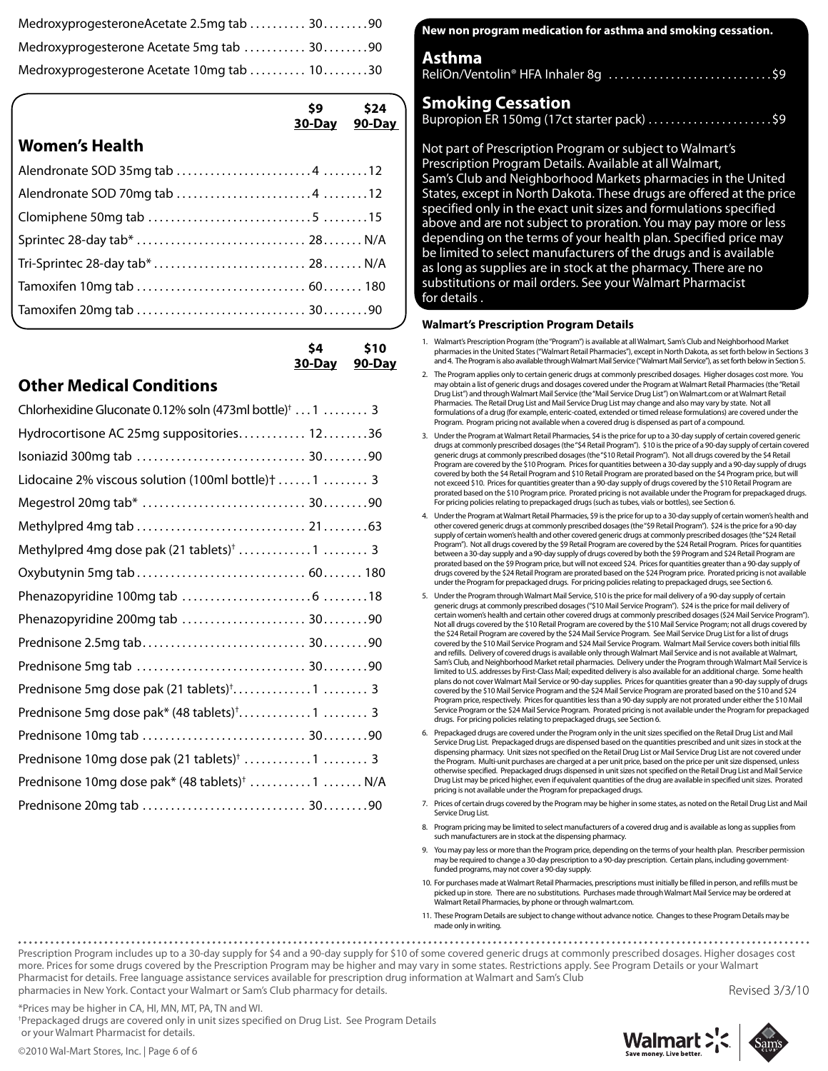| | | |
|---|---|---|
| MedroxyprogesteroneAcetate 2.5mg tab | 30 | 90 |
| Medroxyprogesterone Acetate 5mg tab | 30 | 90 |
| Medroxyprogesterone Acetate 10mg tab | 10 | 30 |

## Women's Health

| | $9 30-Day | $24 90-Day |
|---|---|---|
| Alendronate SOD 35mg tab | 4 | 12 |
| Alendronate SOD 70mg tab | 4 | 12 |
| Clomiphene 50mg tab | 5 | 15 |
| Sprintec 28-day tab* | 28 | N/A |
| Tri-Sprintec 28-day tab* | 28 | N/A |
| Tamoxifen 10mg tab | 60 | 180 |
| Tamoxifen 20mg tab | 30 | 90 |

## Other Medical Conditions

| | $4 30-Day | $10 90-Day |
|---|---|---|
| Chlorhexidine Gluconate 0.12% soln (473ml bottle)† | 1 | 3 |
| Hydrocortisone AC 25mg suppositories | 12 | 36 |
| Isoniazid 300mg tab | 30 | 90 |
| Lidocaine 2% viscous solution (100ml bottle)† | 1 | 3 |
| Megestrol 20mg tab* | 30 | 90 |
| Methylpred 4mg tab | 21 | 63 |
| Methylpred 4mg dose pak (21 tablets)† | 1 | 3 |
| Oxybutynin 5mg tab | 60 | 180 |
| Phenazopyridine 100mg tab | 6 | 18 |
| Phenazopyridine 200mg tab | 30 | 90 |
| Prednisone 2.5mg tab | 30 | 90 |
| Prednisone 5mg tab | 30 | 90 |
| Prednisone 5mg dose pak (21 tablets)† | 1 | 3 |
| Prednisone 5mg dose pak* (48 tablets)† | 1 | 3 |
| Prednisone 10mg tab | 30 | 90 |
| Prednisone 10mg dose pak (21 tablets)† | 1 | 3 |
| Prednisone 10mg dose pak* (48 tablets)† | 1 | N/A |
| Prednisone 20mg tab | 30 | 90 |

**New non program medication for asthma and smoking cessation.**

## Asthma

ReliOn/Ventolin® HFA Inhaler 8g ............ $9

## Smoking Cessation

Bupropion ER 150mg (17ct starter pack) ............ $9

Not part of Prescription Program or subject to Walmart's Prescription Program Details. Available at all Walmart, Sam's Club and Neighborhood Markets pharmacies in the United States, except in North Dakota. These drugs are offered at the price specified only in the exact unit sizes and formulations specified above and are not subject to proration. You may pay more or less depending on the terms of your health plan. Specified price may be limited to select manufacturers of the drugs and is available as long as supplies are in stock at the pharmacy. There are no substitutions or mail orders. See your Walmart Pharmacist for details .

### Walmart's Prescription Program Details

1. Walmart's Prescription Program (the "Program") is available at all Walmart, Sam's Club and Neighborhood Market pharmacies in the United States ("Walmart Retail Pharmacies"), except in North Dakota, as set forth below in Sections 3 and 4. The Program is also available through Walmart Mail Service ("Walmart Mail Service"), as set forth below in Section 5.
2. The Program applies only to certain generic drugs at commonly prescribed dosages. Higher dosages cost more. You may obtain a list of generic drugs and dosages covered under the Program at Walmart Retail Pharmacies (the "Retail Drug List") and through Walmart Mail Service (the "Mail Service Drug List") on Walmart.com or at Walmart Retail Pharmacies. The Retail Drug List and Mail Service Drug List may change and also may vary by state. Not all formulations of a drug (for example, enteric-coated, extended or timed release formulations) are covered under the Program. Program pricing not available when a covered drug is dispensed as part of a compound.
3. Under the Program at Walmart Retail Pharmacies, $4 is the price for up to a 30-day supply of certain covered generic drugs at commonly prescribed dosages (the "$4 Retail Program"). $10 is the price of a 90-day supply of certain covered generic drugs at commonly prescribed dosages (the "$10 Retail Program"). Not all drugs covered by the $4 Retail Program are covered by the $10 Program. Prices for quantities between a 30-day supply and a 90-day supply of drugs covered by both the $4 Retail Program and $10 Retail Program are prorated based on the $4 Program price, but will not exceed $10. Prices for quantities greater than a 90-day supply of drugs covered by the $10 Retail Program are prorated based on the $10 Program price. Prorated pricing is not available under the Program for prepackaged drugs. For pricing policies relating to prepackaged drugs (such as tubes, vials or bottles), see Section 6.
4. Under the Program at Walmart Retail Pharmacies, $9 is the price for up to a 30-day supply of certain women's health and other covered generic drugs at commonly prescribed dosages (the "$9 Retail Program"). $24 is the price for a 90-day supply of certain women's health and other covered generic drugs at commonly prescribed dosages (the "$24 Retail Program"). Not all drugs covered by the $9 Retail Program are covered by the $24 Retail Program. Prices for quantities between a 30-day supply and a 90-day supply of drugs covered by both the $9 Program and $24 Retail Program are prorated based on the $9 Program price, but will not exceed $24. Prices for quantities greater than a 90-day supply of drugs covered by the $24 Retail Program are prorated based on the $24 Program price. Prorated pricing is not available under the Program for prepackaged drugs. For pricing policies relating to prepackaged drugs, see Section 6.
5. Under the Program through Walmart Mail Service, $10 is the price for mail delivery of a 90-day supply of certain generic drugs at commonly prescribed dosages ("$10 Mail Service Program"). $24 is the price for mail delivery of certain women's health and certain other covered drugs at commonly prescribed dosages ($24 Mail Service Program"). Not all drugs covered by the $10 Retail Program are covered by the $10 Mail Service Program; not all drugs covered by the $24 Retail Program are covered by the $24 Mail Service Program. See Mail Service Drug List for a list of drugs covered by the $10 Mail Service Program and $24 Mail Service Program. Walmart Mail Service covers both initial fills and refills. Delivery of covered drugs is available only through Walmart Mail Service and is not available at Walmart, Sam's Club, and Neighborhood Market retail pharmacies. Delivery under the Program through Walmart Mail Service is limited to U.S. addresses by First-Class Mail; expedited delivery is also available for an additional charge. Some health plans do not cover Walmart Mail Service or 90-day supplies. Prices for quantities greater than a 90-day supply of drugs covered by the $10 Mail Service Program and the $24 Mail Service Program are prorated based on the $10 and $24 Program price, respectively. Prices for quantities less than a 90-day supply are not prorated under either the $10 Mail Service Program or the $24 Mail Service Program. Prorated pricing is not available under the Program for prepackaged drugs. For pricing policies relating to prepackaged drugs, see Section 6.
6. Prepackaged drugs are covered under the Program only in the unit sizes specified on the Retail Drug List and Mail Service Drug List. Prepackaged drugs are dispensed based on the quantities prescribed and unit sizes in stock at the dispensing pharmacy. Unit sizes not specified on the Retail Drug List or Mail Service Drug List are not covered under the Program. Multi-unit purchases are charged at a per unit price, based on the price per unit size dispensed, unless otherwise specified. Prepackaged drugs dispensed in unit sizes not specified on the Retail Drug List and Mail Service Drug List may be priced higher, even if equivalent quantities of the drug are available in specified unit sizes. Prorated pricing is not available under the Program for prepackaged drugs.
7. Prices of certain drugs covered by the Program may be higher in some states, as noted on the Retail Drug List and Mail Service Drug List.
8. Program pricing may be limited to select manufacturers of a covered drug and is available as long as supplies from such manufacturers are in stock at the dispensing pharmacy.
9. You may pay less or more than the Program price, depending on the terms of your health plan. Prescriber permission may be required to change a 30-day prescription to a 90-day prescription. Certain plans, including government-funded programs, may not cover a 90-day supply.
10. For purchases made at Walmart Retail Pharmacies, prescriptions must initially be filled in person, and refills must be picked up in store. There are no substitutions. Purchases made through Walmart Mail Service may be ordered at Walmart Retail Pharmacies, by phone or through walmart.com.
11. These Program Details are subject to change without advance notice. Changes to these Program Details may be made only in writing.

Prescription Program includes up to a 30-day supply for $4 and a 90-day supply for $10 of some covered generic drugs at commonly prescribed dosages. Higher dosages cost more. Prices for some drugs covered by the Prescription Program may be higher and may vary in some states. Restrictions apply. See Program Details or your Walmart Pharmacist for details. Free language assistance services available for prescription drug information at Walmart and Sam's Club pharmacies in New York. Contact your Walmart or Sam's Club pharmacy for details.

Revised 3/3/10

*Prices may be higher in CA, HI, MN, MT, PA, TN and WI.

†Prepackaged drugs are covered only in unit sizes specified on Drug List. See Program Details or your Walmart Pharmacist for details.

©2010 Wal-Mart Stores, Inc.

Walmart Save money. Live better. Sam's Club